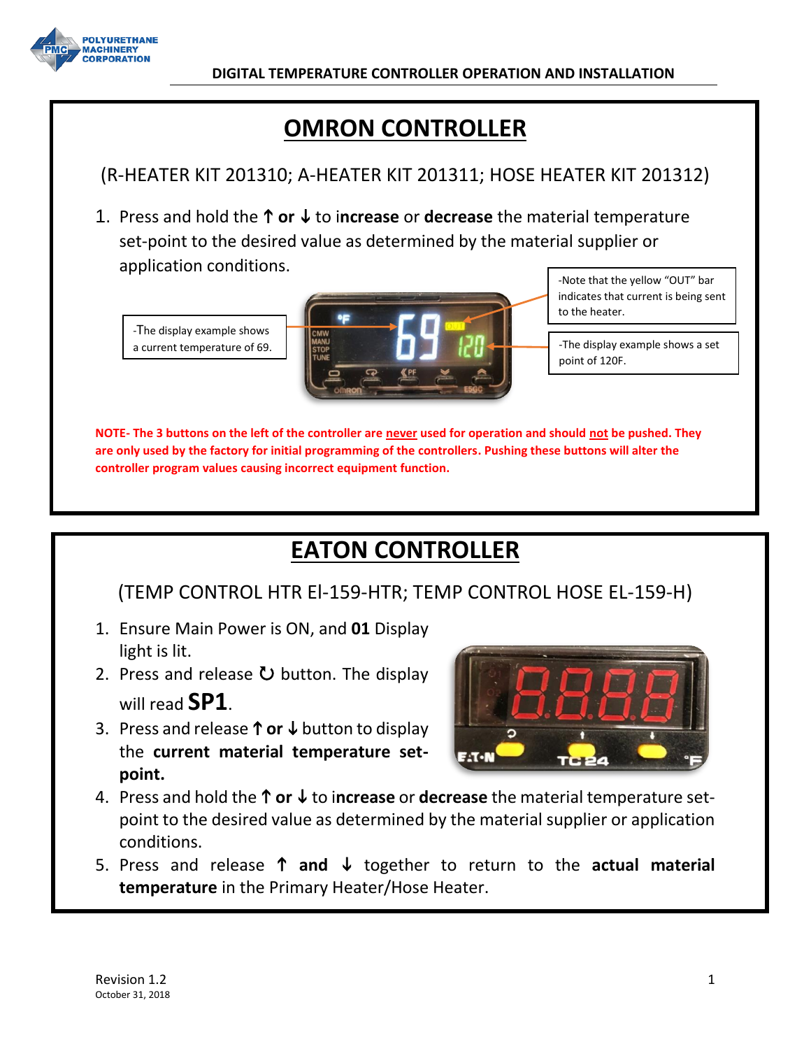POLYURETHANE MACHINERY CORPORATION

DIGITAL TEMPERATURE CONTROLLER OPERATION AND INSTALLATION

# OMRON CONTROLLER

(R-HEATER KIT 201310; A-HEATER KIT 201311; HOSE HEATER KIT 201312)

1. Press and hold the ↑ **or** ↓ to i**ncrease** or **decrease** the material temperature set-point to the desired value as determined by the material supplier or application conditions.

-The display example shows a current temperature of 69.

-Note that the yellow "OUT" bar indicates that current is being sent to the heater.

-The display example shows a set point of 120F.

**NOTE- The 3 buttons on the left of the controller are never used for operation and should not be pushed. They are only used by the factory for initial programming of the controllers. Pushing these buttons will alter the controller program values causing incorrect equipment function.**

# EATON CONTROLLER

(TEMP CONTROL HTR El-159-HTR; TEMP CONTROL HOSE EL-159-H)

1. Ensure Main Power is ON, and **01** Display light is lit.
2. Press and release ↻ button. The display will read **SP1**.
3. Press and release ↑ **or** ↓ button to display the **current material temperature set-point.**
4. Press and hold the ↑ **or** ↓ to i**ncrease** or **decrease** the material temperature set-point to the desired value as determined by the material supplier or application conditions.
5. Press and release ↑ **and** ↓ together to return to the **actual material temperature** in the Primary Heater/Hose Heater.

Revision 1.2
October 31, 2018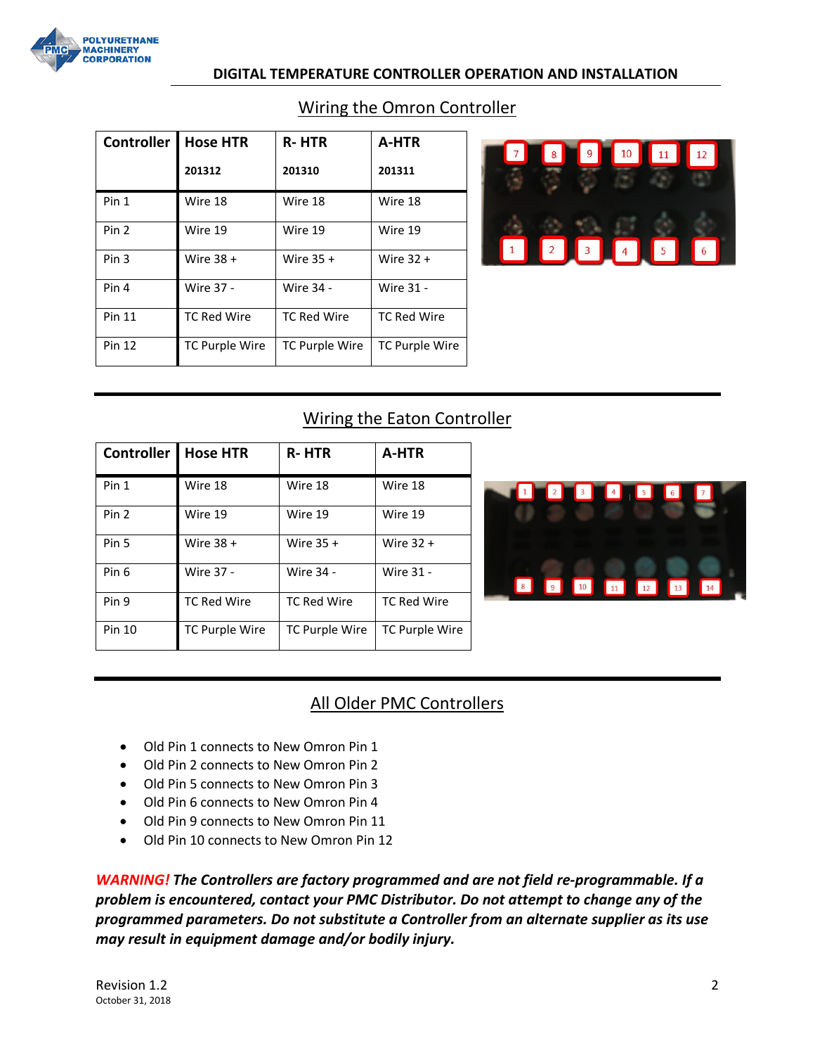## Wiring the Omron Controller

| Controller | Hose HTR<br>201312 | R- HTR<br>201310 | A-HTR<br>201311 |
|---|---|---|---|
| Pin 1 | Wire 18 | Wire 18 | Wire 18 |
| Pin 2 | Wire 19 | Wire 19 | Wire 19 |
| Pin 3 | Wire 38 + | Wire 35 + | Wire 32 + |
| Pin 4 | Wire 37 - | Wire 34 - | Wire 31 - |
| Pin 11 | TC Red Wire | TC Red Wire | TC Red Wire |
| Pin 12 | TC Purple Wire | TC Purple Wire | TC Purple Wire |

7 8 9 10 11 12

1 2 3 4 5 6

## Wiring the Eaton Controller

| Controller | Hose HTR | R- HTR | A-HTR |
|---|---|---|---|
| Pin 1 | Wire 18 | Wire 18 | Wire 18 |
| Pin 2 | Wire 19 | Wire 19 | Wire 19 |
| Pin 5 | Wire 38 + | Wire 35 + | Wire 32 + |
| Pin 6 | Wire 37 - | Wire 34 - | Wire 31 - |
| Pin 9 | TC Red Wire | TC Red Wire | TC Red Wire |
| Pin 10 | TC Purple Wire | TC Purple Wire | TC Purple Wire |

1 2 3 4 5 6 7

8 9 10 11 12 13 14

## All Older PMC Controllers

- Old Pin 1 connects to New Omron Pin 1
- Old Pin 2 connects to New Omron Pin 2
- Old Pin 5 connects to New Omron Pin 3
- Old Pin 6 connects to New Omron Pin 4
- Old Pin 9 connects to New Omron Pin 11
- Old Pin 10 connects to New Omron Pin 12

***WARNING!* The Controllers are factory programmed and are not field re-programmable. If a problem is encountered, contact your PMC Distributor. Do not attempt to change any of the programmed parameters. Do not substitute a Controller from an alternate supplier as its use may result in equipment damage and/or bodily injury.**

Revision 1.2
October 31, 2018